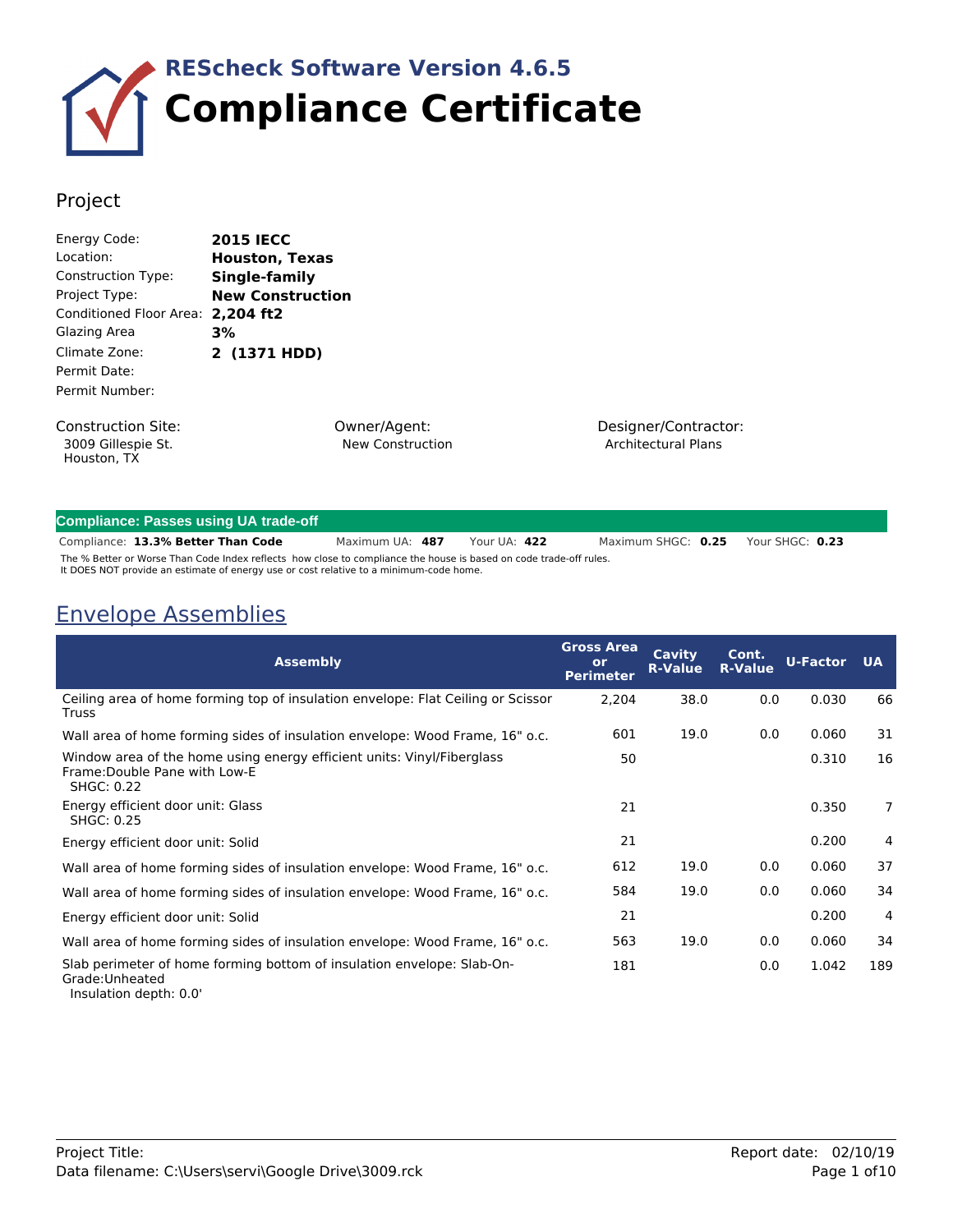# REScheck Software Version 4.6.5
# Compliance Certificate

## Project

| | |
|---|---|
| Energy Code: | **2015 IECC** |
| Location: | **Houston, Texas** |
| Construction Type: | **Single-family** |
| Project Type: | **New Construction** |
| Conditioned Floor Area: | **2,204 ft2** |
| Glazing Area | **3%** |
| Climate Zone: | **2 (1371 HDD)** |
| Permit Date: | |
| Permit Number: | |

Construction Site:
3009 Gillespie St.
Houston, TX

Owner/Agent:
New Construction

Designer/Contractor:
Architectural Plans

**Compliance: Passes using UA trade-off**

Compliance: **13.3% Better Than Code** Maximum UA: **487** Your UA: **422** Maximum SHGC: **0.25** Your SHGC: **0.23**

The % Better or Worse Than Code Index reflects how close to compliance the house is based on code trade-off rules.
It DOES NOT provide an estimate of energy use or cost relative to a minimum-code home.

## Envelope Assemblies

| Assembly | Gross Area or Perimeter | Cavity R-Value | Cont. R-Value | U-Factor | UA |
|---|---|---|---|---|---|
| Ceiling area of home forming top of insulation envelope: Flat Ceiling or Scissor Truss | 2,204 | 38.0 | 0.0 | 0.030 | 66 |
| Wall area of home forming sides of insulation envelope: Wood Frame, 16" o.c. | 601 | 19.0 | 0.0 | 0.060 | 31 |
| Window area of the home using energy efficient units: Vinyl/Fiberglass Frame:Double Pane with Low-E SHGC: 0.22 | 50 | | | 0.310 | 16 |
| Energy efficient door unit: Glass SHGC: 0.25 | 21 | | | 0.350 | 7 |
| Energy efficient door unit: Solid | 21 | | | 0.200 | 4 |
| Wall area of home forming sides of insulation envelope: Wood Frame, 16" o.c. | 612 | 19.0 | 0.0 | 0.060 | 37 |
| Wall area of home forming sides of insulation envelope: Wood Frame, 16" o.c. | 584 | 19.0 | 0.0 | 0.060 | 34 |
| Energy efficient door unit: Solid | 21 | | | 0.200 | 4 |
| Wall area of home forming sides of insulation envelope: Wood Frame, 16" o.c. | 563 | 19.0 | 0.0 | 0.060 | 34 |
| Slab perimeter of home forming bottom of insulation envelope: Slab-On-Grade:Unheated Insulation depth: 0.0' | 181 | | 0.0 | 1.042 | 189 |

Project Title:
Data filename: C:\Users\servi\Google Drive\3009.rck

Report date: 02/10/19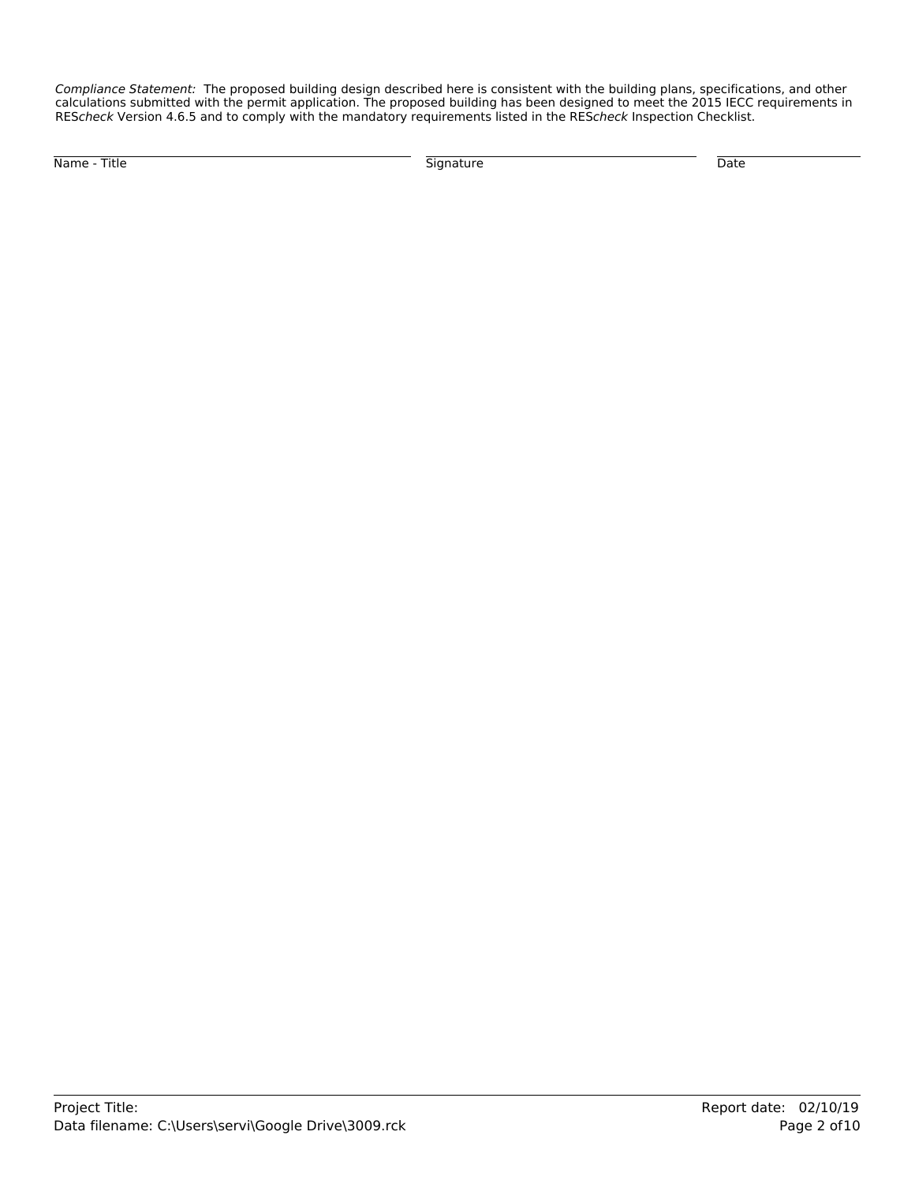*Compliance Statement:* The proposed building design described here is consistent with the building plans, specifications, and other calculations submitted with the permit application. The proposed building has been designed to meet the 2015 IECC requirements in RES*check* Version 4.6.5 and to comply with the mandatory requirements listed in the RES*check* Inspection Checklist.

| Name - Title | Signature | Date |
| --- | --- | --- |
| | | |

Project Title:

Data filename: C:\Users\servi\Google Drive\3009.rck

Report date: 02/10/19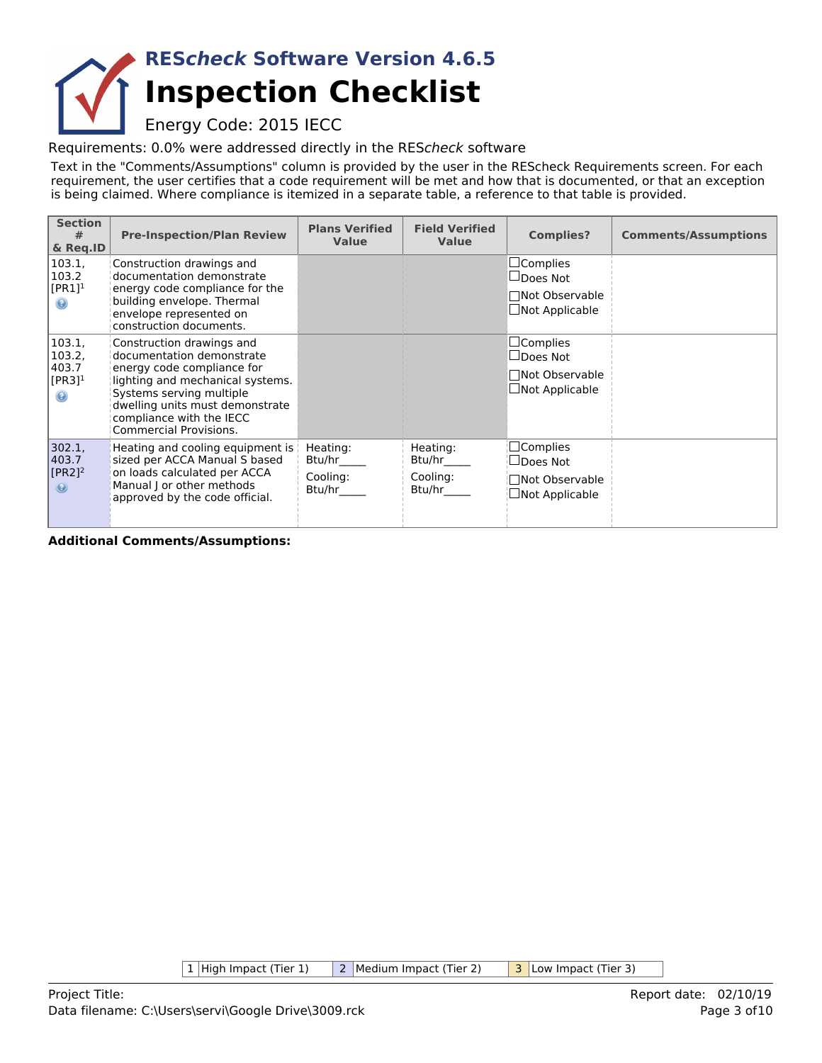# REScheck Software Version 4.6.5

# Inspection Checklist

Energy Code: 2015 IECC

Requirements: 0.0% were addressed directly in the REScheck software

Text in the "Comments/Assumptions" column is provided by the user in the REScheck Requirements screen. For each requirement, the user certifies that a code requirement will be met and how that is documented, or that an exception is being claimed. Where compliance is itemized in a separate table, a reference to that table is provided.

| Section # & Req.ID | Pre-Inspection/Plan Review | Plans Verified Value | Field Verified Value | Complies? | Comments/Assumptions |
|---|---|---|---|---|---|
| 103.1, 103.2 [PR1][1] | Construction drawings and documentation demonstrate energy code compliance for the building envelope. Thermal envelope represented on construction documents. | | | ☐Complies ☐Does Not ☐Not Observable ☐Not Applicable | |
| 103.1, 103.2, 403.7 [PR3][1] | Construction drawings and documentation demonstrate energy code compliance for lighting and mechanical systems. Systems serving multiple dwelling units must demonstrate compliance with the IECC Commercial Provisions. | | | ☐Complies ☐Does Not ☐Not Observable ☐Not Applicable | |
| 302.1, 403.7 [PR2][2] | Heating and cooling equipment is sized per ACCA Manual S based on loads calculated per ACCA Manual J or other methods approved by the code official. | Heating: Btu/hr_____ Cooling: Btu/hr_____ | Heating: Btu/hr_____ Cooling: Btu/hr_____ | ☐Complies ☐Does Not ☐Not Observable ☐Not Applicable | |

**Additional Comments/Assumptions:**

| 1 | High Impact (Tier 1) | 2 | Medium Impact (Tier 2) | 3 | Low Impact (Tier 3) |
|---|---|---|---|---|---|

Project Title:
Data filename: C:\Users\servi\Google Drive\3009.rck

Report date: 02/10/19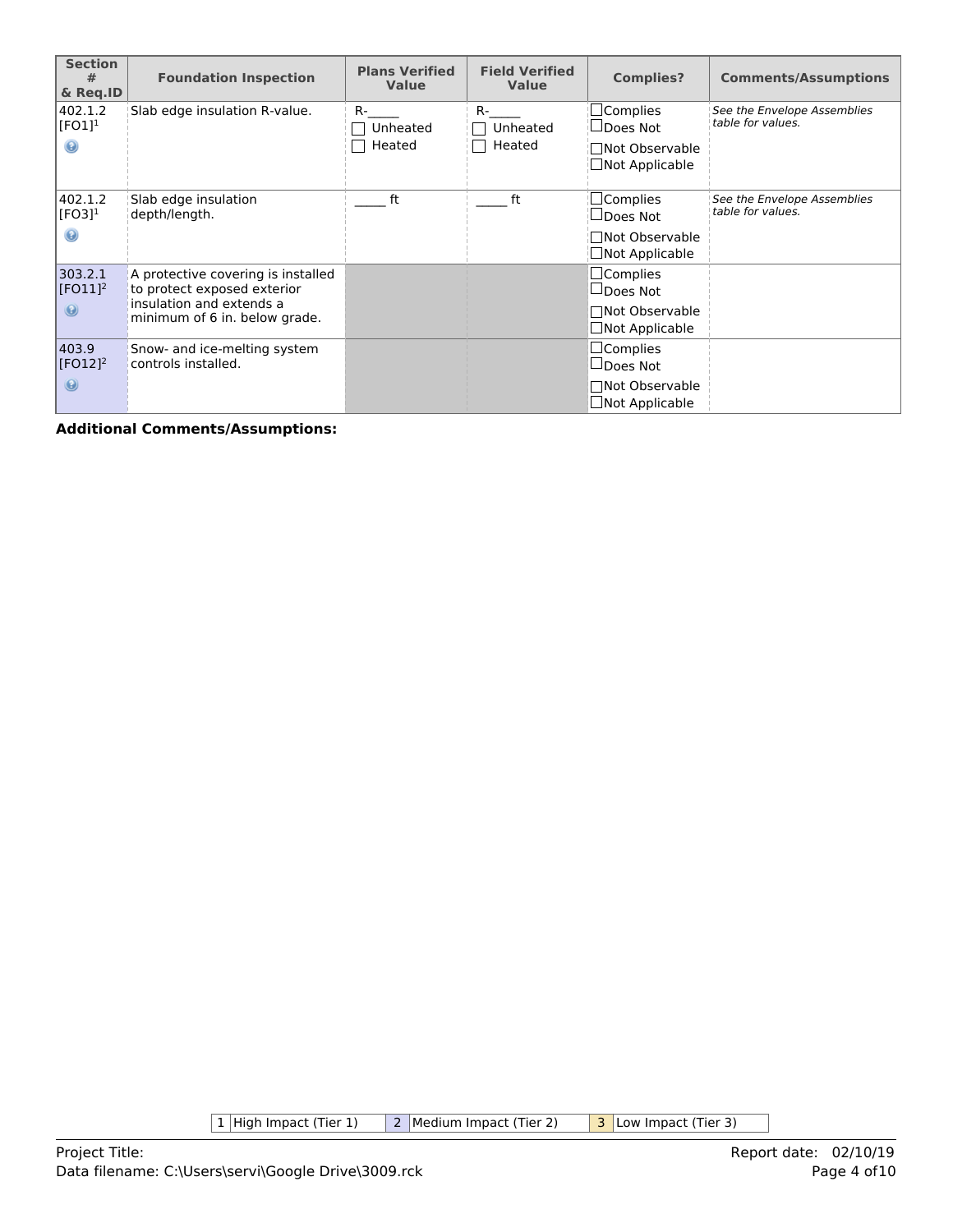| Section # & Req.ID | Foundation Inspection | Plans Verified Value | Field Verified Value | Complies? | Comments/Assumptions |
|---|---|---|---|---|---|
| 402.1.2 [FO1][1] | Slab edge insulation R-value. | R-_____ ☐ Unheated ☐ Heated | R-_____ ☐ Unheated ☐ Heated | ☐Complies ☐Does Not ☐Not Observable ☐Not Applicable | *See the Envelope Assemblies table for values.* |
| 402.1.2 [FO3][1] | Slab edge insulation depth/length. | _____ ft | _____ ft | ☐Complies ☐Does Not ☐Not Observable ☐Not Applicable | *See the Envelope Assemblies table for values.* |
| 303.2.1 [FO11][2] | A protective covering is installed to protect exposed exterior insulation and extends a minimum of 6 in. below grade. | | | ☐Complies ☐Does Not ☐Not Observable ☐Not Applicable | |
| 403.9 [FO12][2] | Snow- and ice-melting system controls installed. | | | ☐Complies ☐Does Not ☐Not Observable ☐Not Applicable | |

**Additional Comments/Assumptions:**

| 1 | High Impact (Tier 1) | 2 | Medium Impact (Tier 2) | 3 | Low Impact (Tier 3) |
|---|---|---|---|---|---|

Project Title:
Data filename: C:\Users\servi\Google Drive\3009.rck

Report date: 02/10/19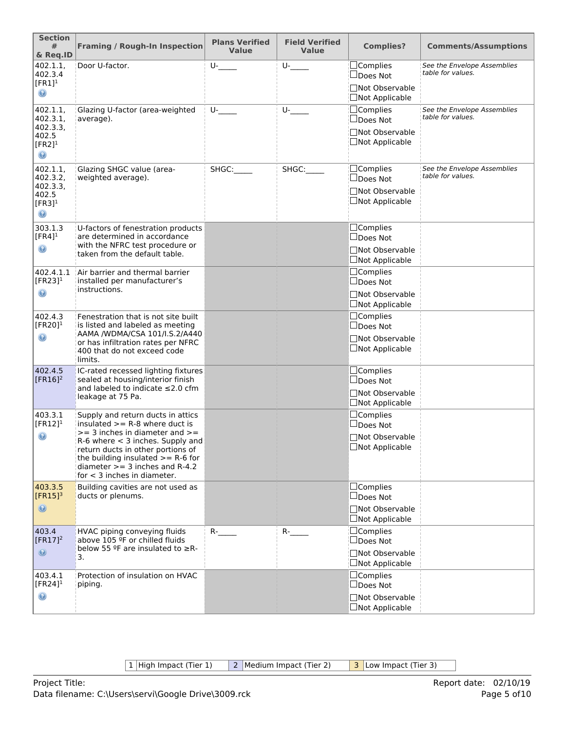| Section # & Req.ID | Framing / Rough-In Inspection | Plans Verified Value | Field Verified Value | Complies? | Comments/Assumptions |
|---|---|---|---|---|---|
| 402.1.1, 402.3.4 [FR1][1] | Door U-factor. | U-_____ | U-_____ | ☐Complies ☐Does Not ☐Not Observable ☐Not Applicable | *See the Envelope Assemblies table for values.* |
| 402.1.1, 402.3.1, 402.3.3, 402.5 [FR2][1] | Glazing U-factor (area-weighted average). | U-_____ | U-_____ | ☐Complies ☐Does Not ☐Not Observable ☐Not Applicable | *See the Envelope Assemblies table for values.* |
| 402.1.1, 402.3.2, 402.3.3, 402.5 [FR3][1] | Glazing SHGC value (area-weighted average). | SHGC:_____ | SHGC:_____ | ☐Complies ☐Does Not ☐Not Observable ☐Not Applicable | *See the Envelope Assemblies table for values.* |
| 303.1.3 [FR4][1] | U-factors of fenestration products are determined in accordance with the NFRC test procedure or taken from the default table. | | | ☐Complies ☐Does Not ☐Not Observable ☐Not Applicable | |
| 402.4.1.1 [FR23][1] | Air barrier and thermal barrier installed per manufacturer's instructions. | | | ☐Complies ☐Does Not ☐Not Observable ☐Not Applicable | |
| 402.4.3 [FR20][1] | Fenestration that is not site built is listed and labeled as meeting AAMA /WDMA/CSA 101/I.S.2/A440 or has infiltration rates per NFRC 400 that do not exceed code limits. | | | ☐Complies ☐Does Not ☐Not Observable ☐Not Applicable | |
| 402.4.5 [FR16][2] | IC-rated recessed lighting fixtures sealed at housing/interior finish and labeled to indicate ≤2.0 cfm leakage at 75 Pa. | | | ☐Complies ☐Does Not ☐Not Observable ☐Not Applicable | |
| 403.3.1 [FR12][1] | Supply and return ducts in attics insulated >= R-8 where duct is >= 3 inches in diameter and >= R-6 where < 3 inches. Supply and return ducts in other portions of the building insulated >= R-6 for diameter >= 3 inches and R-4.2 for < 3 inches in diameter. | | | ☐Complies ☐Does Not ☐Not Observable ☐Not Applicable | |
| 403.3.5 [FR15][3] | Building cavities are not used as ducts or plenums. | | | ☐Complies ☐Does Not ☐Not Observable ☐Not Applicable | |
| 403.4 [FR17][2] | HVAC piping conveying fluids above 105 ºF or chilled fluids below 55 ºF are insulated to ≥R-3. | R-_____ | R-_____ | ☐Complies ☐Does Not ☐Not Observable ☐Not Applicable | |
| 403.4.1 [FR24][1] | Protection of insulation on HVAC piping. | | | ☐Complies ☐Does Not ☐Not Observable ☐Not Applicable | |

| 1 | High Impact (Tier 1) | 2 | Medium Impact (Tier 2) | 3 | Low Impact (Tier 3) |
|---|---|---|---|---|---|

Project Title:
Data filename: C:\Users\servi\Google Drive\3009.rck

Report date: 02/10/19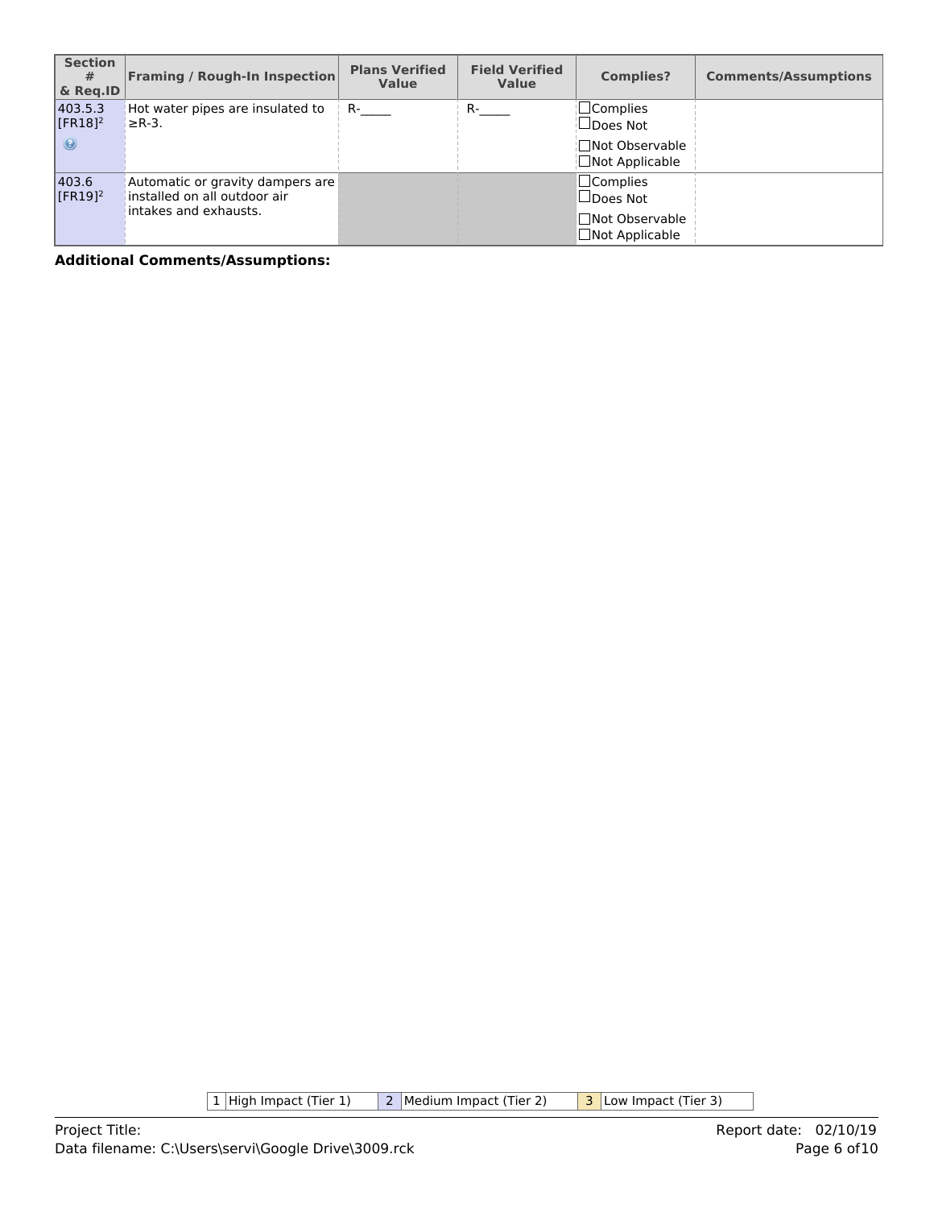| Section # & Req.ID | Framing / Rough-In Inspection | Plans Verified Value | Field Verified Value | Complies? | Comments/Assumptions |
|---|---|---|---|---|---|
| 403.5.3 [FR18][2] | Hot water pipes are insulated to ≥R-3. | R-_____ | R-_____ | ☐Complies ☐Does Not ☐Not Observable ☐Not Applicable | |
| 403.6 [FR19][2] | Automatic or gravity dampers are installed on all outdoor air intakes and exhausts. | | | ☐Complies ☐Does Not ☐Not Observable ☐Not Applicable | |

**Additional Comments/Assumptions:**

| 1 | High Impact (Tier 1) | 2 | Medium Impact (Tier 2) | 3 | Low Impact (Tier 3) |
|---|---|---|---|---|---|

Project Title:
Data filename: C:\Users\servi\Google Drive\3009.rck

Report date: 02/10/19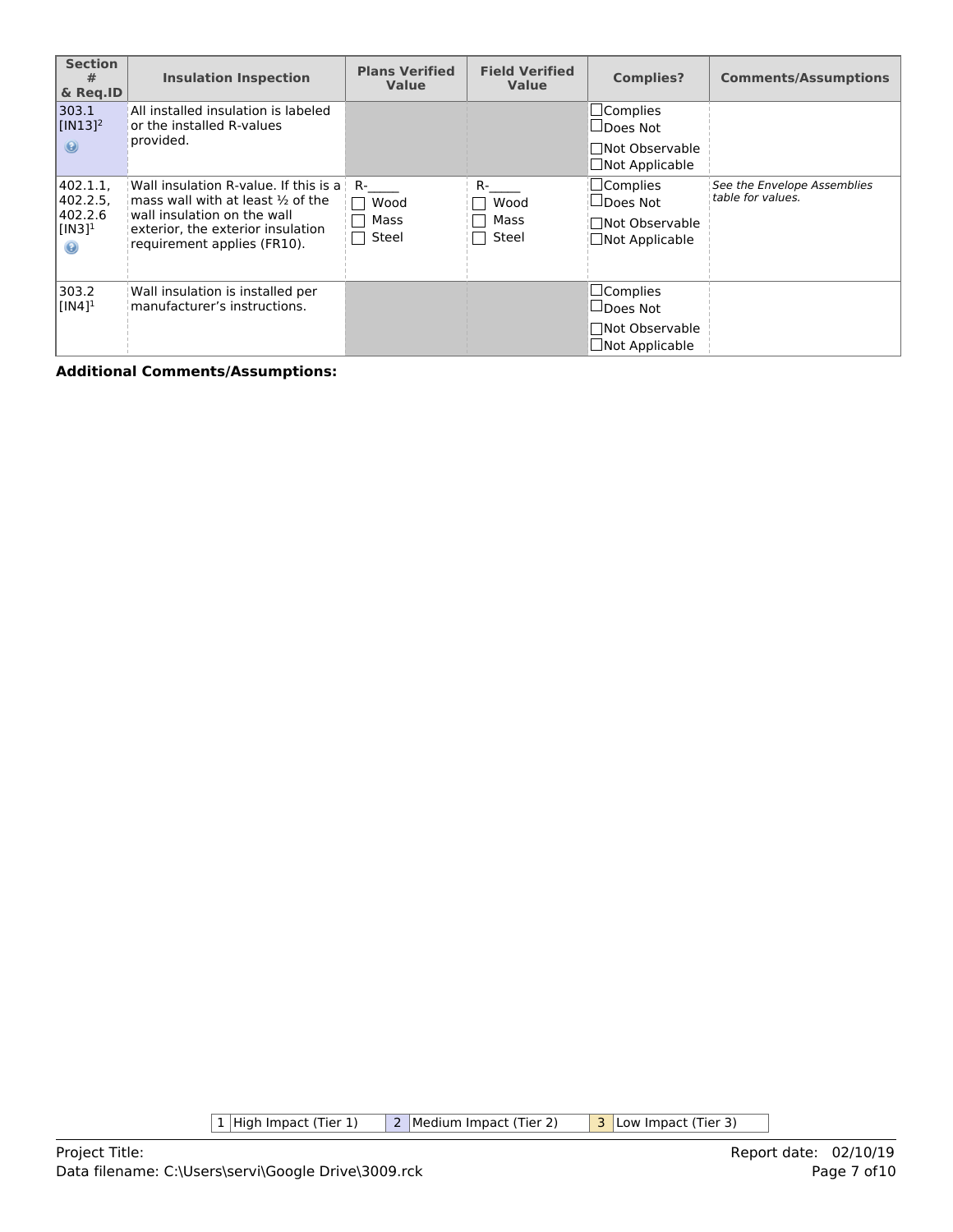| Section # & Req.ID | Insulation Inspection | Plans Verified Value | Field Verified Value | Complies? | Comments/Assumptions |
|---|---|---|---|---|---|
| 303.1 [IN13][2] | All installed insulation is labeled or the installed R-values provided. | | | ☐Complies ☐Does Not ☐Not Observable ☐Not Applicable | |
| 402.1.1, 402.2.5, 402.2.6 [IN3][1] | Wall insulation R-value. If this is a mass wall with at least ½ of the wall insulation on the wall exterior, the exterior insulation requirement applies (FR10). | R-_____ ☐ Wood ☐ Mass ☐ Steel | R-_____ ☐ Wood ☐ Mass ☐ Steel | ☐Complies ☐Does Not ☐Not Observable ☐Not Applicable | *See the Envelope Assemblies table for values.* |
| 303.2 [IN4][1] | Wall insulation is installed per manufacturer's instructions. | | | ☐Complies ☐Does Not ☐Not Observable ☐Not Applicable | |

**Additional Comments/Assumptions:**

| 1 | High Impact (Tier 1) | 2 | Medium Impact (Tier 2) | 3 | Low Impact (Tier 3) |
|---|---|---|---|---|---|

Project Title:
Data filename: C:\Users\servi\Google Drive\3009.rck

Report date: 02/10/19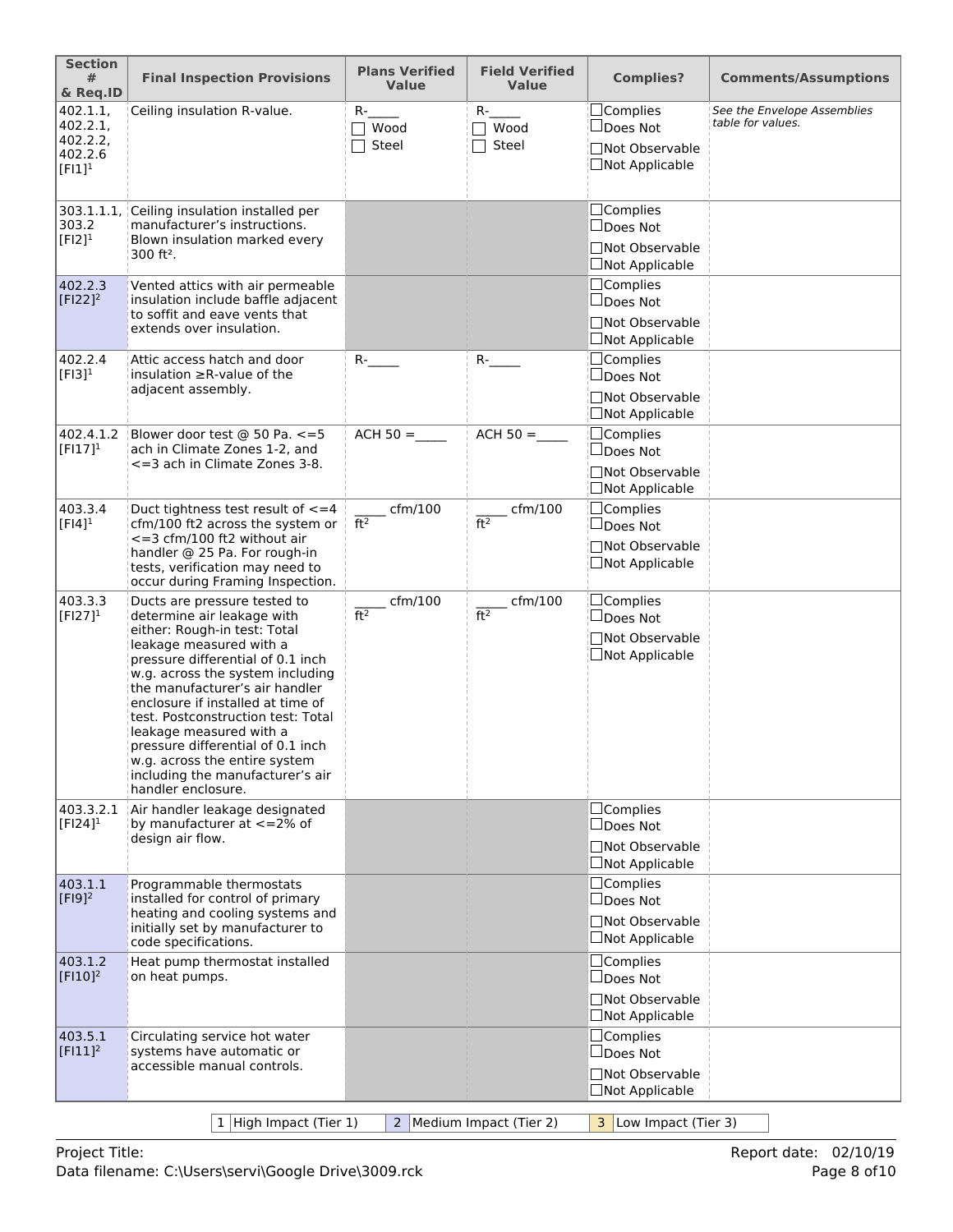| Section # & Req.ID | Final Inspection Provisions | Plans Verified Value | Field Verified Value | Complies? | Comments/Assumptions |
|---|---|---|---|---|---|
| 402.1.1, 402.2.1, 402.2.2, 402.2.6 [FI1][1] | Ceiling insulation R-value. | R-_____ ☐ Wood ☐ Steel | R-_____ ☐ Wood ☐ Steel | ☐Complies ☐Does Not ☐Not Observable ☐Not Applicable | *See the Envelope Assemblies table for values.* |
| 303.1.1.1, 303.2 [FI2][1] | Ceiling insulation installed per manufacturer's instructions. Blown insulation marked every 300 ft². | | | ☐Complies ☐Does Not ☐Not Observable ☐Not Applicable | |
| 402.2.3 [FI22][2] | Vented attics with air permeable insulation include baffle adjacent to soffit and eave vents that extends over insulation. | | | ☐Complies ☐Does Not ☐Not Observable ☐Not Applicable | |
| 402.2.4 [FI3][1] | Attic access hatch and door insulation ≥R-value of the adjacent assembly. | R-_____ | R-_____ | ☐Complies ☐Does Not ☐Not Observable ☐Not Applicable | |
| 402.4.1.2 [FI17][1] | Blower door test @ 50 Pa. <=5 ach in Climate Zones 1-2, and <=3 ach in Climate Zones 3-8. | ACH 50 =_____ | ACH 50 =_____ | ☐Complies ☐Does Not ☐Not Observable ☐Not Applicable | |
| 403.3.4 [FI4][1] | Duct tightness test result of <=4 cfm/100 ft2 across the system or <=3 cfm/100 ft2 without air handler @ 25 Pa. For rough-in tests, verification may need to occur during Framing Inspection. | _____ cfm/100 ft² | _____ cfm/100 ft² | ☐Complies ☐Does Not ☐Not Observable ☐Not Applicable | |
| 403.3.3 [FI27][1] | Ducts are pressure tested to determine air leakage with either: Rough-in test: Total leakage measured with a pressure differential of 0.1 inch w.g. across the system including the manufacturer's air handler enclosure if installed at time of test. Postconstruction test: Total leakage measured with a pressure differential of 0.1 inch w.g. across the entire system including the manufacturer's air handler enclosure. | _____ cfm/100 ft² | _____ cfm/100 ft² | ☐Complies ☐Does Not ☐Not Observable ☐Not Applicable | |
| 403.3.2.1 [FI24][1] | Air handler leakage designated by manufacturer at <=2% of design air flow. | | | ☐Complies ☐Does Not ☐Not Observable ☐Not Applicable | |
| 403.1.1 [FI9][2] | Programmable thermostats installed for control of primary heating and cooling systems and initially set by manufacturer to code specifications. | | | ☐Complies ☐Does Not ☐Not Observable ☐Not Applicable | |
| 403.1.2 [FI10][2] | Heat pump thermostat installed on heat pumps. | | | ☐Complies ☐Does Not ☐Not Observable ☐Not Applicable | |
| 403.5.1 [FI11][2] | Circulating service hot water systems have automatic or accessible manual controls. | | | ☐Complies ☐Does Not ☐Not Observable ☐Not Applicable | |

1 High Impact (Tier 1) | 2 Medium Impact (Tier 2) | 3 Low Impact (Tier 3)

Project Title:
Data filename: C:\Users\servi\Google Drive\3009.rck

Report date: 02/10/19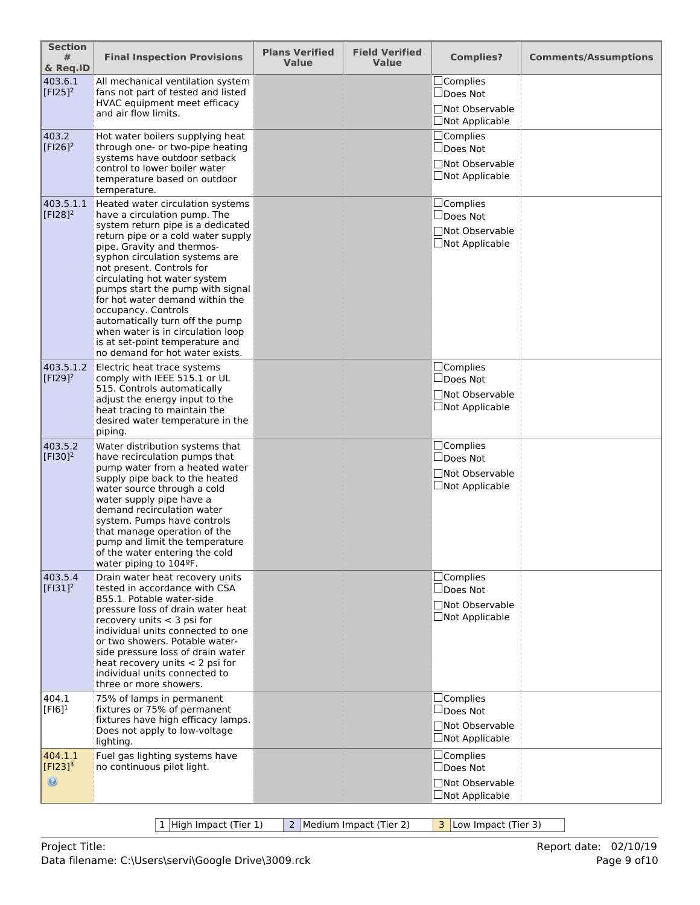| Section # & Req.ID | Final Inspection Provisions | Plans Verified Value | Field Verified Value | Complies? | Comments/Assumptions |
|---|---|---|---|---|---|
| 403.6.1 [FI25][2] | All mechanical ventilation system fans not part of tested and listed HVAC equipment meet efficacy and air flow limits. | | | ☐Complies ☐Does Not ☐Not Observable ☐Not Applicable | |
| 403.2 [FI26][2] | Hot water boilers supplying heat through one- or two-pipe heating systems have outdoor setback control to lower boiler water temperature based on outdoor temperature. | | | ☐Complies ☐Does Not ☐Not Observable ☐Not Applicable | |
| 403.5.1.1 [FI28][2] | Heated water circulation systems have a circulation pump. The system return pipe is a dedicated return pipe or a cold water supply pipe. Gravity and thermos-syphon circulation systems are not present. Controls for circulating hot water system pumps start the pump with signal for hot water demand within the occupancy. Controls automatically turn off the pump when water is in circulation loop is at set-point temperature and no demand for hot water exists. | | | ☐Complies ☐Does Not ☐Not Observable ☐Not Applicable | |
| 403.5.1.2 [FI29][2] | Electric heat trace systems comply with IEEE 515.1 or UL 515. Controls automatically adjust the energy input to the heat tracing to maintain the desired water temperature in the piping. | | | ☐Complies ☐Does Not ☐Not Observable ☐Not Applicable | |
| 403.5.2 [FI30][2] | Water distribution systems that have recirculation pumps that pump water from a heated water supply pipe back to the heated water source through a cold water supply pipe have a demand recirculation water system. Pumps have controls that manage operation of the pump and limit the temperature of the water entering the cold water piping to 104ºF. | | | ☐Complies ☐Does Not ☐Not Observable ☐Not Applicable | |
| 403.5.4 [FI31][2] | Drain water heat recovery units tested in accordance with CSA B55.1. Potable water-side pressure loss of drain water heat recovery units < 3 psi for individual units connected to one or two showers. Potable water-side pressure loss of drain water heat recovery units < 2 psi for individual units connected to three or more showers. | | | ☐Complies ☐Does Not ☐Not Observable ☐Not Applicable | |
| 404.1 [FI6][1] | 75% of lamps in permanent fixtures or 75% of permanent fixtures have high efficacy lamps. Does not apply to low-voltage lighting. | | | ☐Complies ☐Does Not ☐Not Observable ☐Not Applicable | |
| 404.1.1 [FI23][3] | Fuel gas lighting systems have no continuous pilot light. | | | ☐Complies ☐Does Not ☐Not Observable ☐Not Applicable | |

| 1 High Impact (Tier 1) | 2 Medium Impact (Tier 2) | 3 Low Impact (Tier 3) |
|---|---|---|

Project Title:
Data filename: C:\Users\servi\Google Drive\3009.rck

Report date: 02/10/19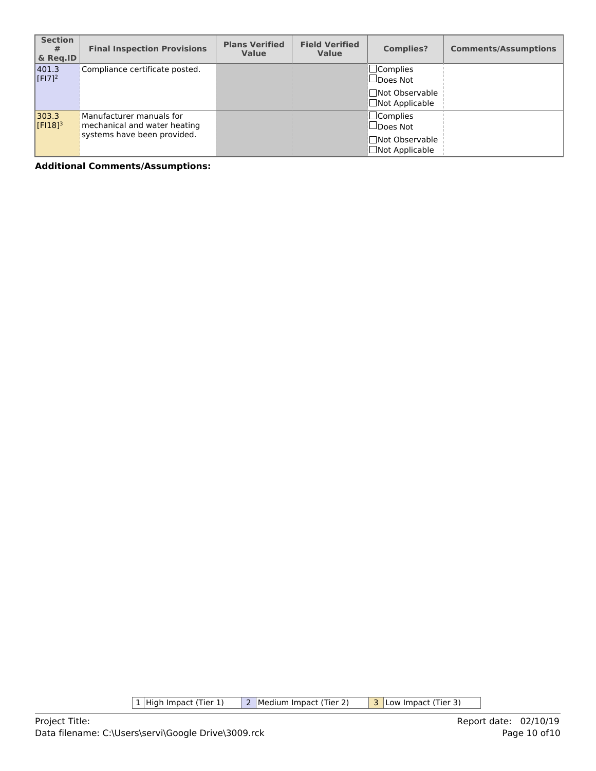| Section # & Req.ID | Final Inspection Provisions | Plans Verified Value | Field Verified Value | Complies? | Comments/Assumptions |
|---|---|---|---|---|---|
| 401.3 [FI7][2] | Compliance certificate posted. | | | ☐Complies ☐Does Not ☐Not Observable ☐Not Applicable | |
| 303.3 [FI18][3] | Manufacturer manuals for mechanical and water heating systems have been provided. | | | ☐Complies ☐Does Not ☐Not Observable ☐Not Applicable | |

**Additional Comments/Assumptions:**

| 1 | High Impact (Tier 1) | 2 | Medium Impact (Tier 2) | 3 | Low Impact (Tier 3) |
|---|---|---|---|---|---|

Project Title:

Data filename: C:\Users\servi\Google Drive\3009.rck

Report date: 02/10/19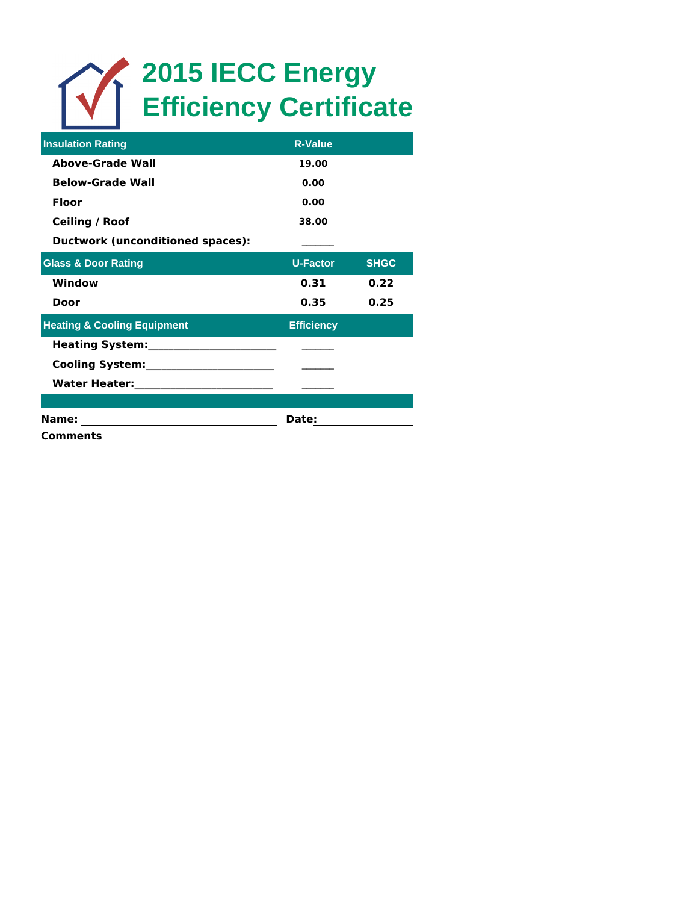# 2015 IECC Energy Efficiency Certificate

| Insulation Rating | R-Value | |
|---|---|---|
| **Above-Grade Wall** | **19.00** | |
| **Below-Grade Wall** | **0.00** | |
| **Floor** | **0.00** | |
| **Ceiling / Roof** | **38.00** | |
| **Ductwork (unconditioned spaces):** | _____ | |
| **Glass & Door Rating** | **U-Factor** | **SHGC** |
| **Window** | **0.31** | **0.22** |
| **Door** | **0.35** | **0.25** |
| **Heating & Cooling Equipment** | **Efficiency** | |
| **Heating System:**______________________ | _____ | |
| **Cooling System:**______________________ | _____ | |
| **Water Heater:**________________________ | _____ | |

**Name:** ____________________________________ **Date:** __________________

**Comments**